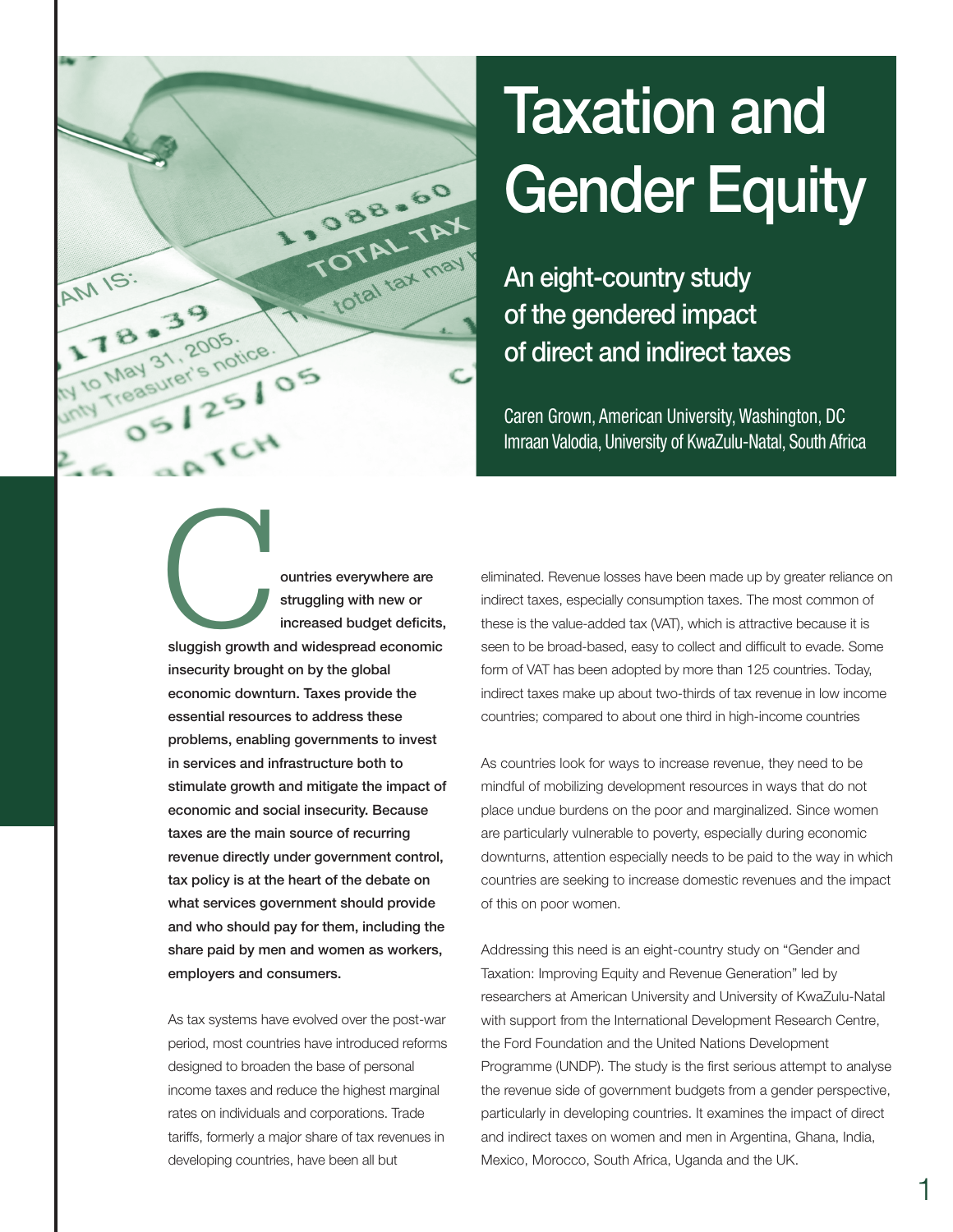# Taxation and Gender Equity

## An eight-country study of the gendered impact of direct and indirect taxes

Caren Grown, American University, Washington, DC
Imraan Valodia, University of KwaZulu-Natal, South Africa

**Countries everywhere are struggling with new or increased budget deficits, sluggish growth and widespread economic insecurity brought on by the global economic downturn. Taxes provide the essential resources to address these problems, enabling governments to invest in services and infrastructure both to stimulate growth and mitigate the impact of economic and social insecurity. Because taxes are the main source of recurring revenue directly under government control, tax policy is at the heart of the debate on what services government should provide and who should pay for them, including the share paid by men and women as workers, employers and consumers.**

As tax systems have evolved over the post-war period, most countries have introduced reforms designed to broaden the base of personal income taxes and reduce the highest marginal rates on individuals and corporations. Trade tariffs, formerly a major share of tax revenues in developing countries, have been all but eliminated. Revenue losses have been made up by greater reliance on indirect taxes, especially consumption taxes. The most common of these is the value-added tax (VAT), which is attractive because it is seen to be broad-based, easy to collect and difficult to evade. Some form of VAT has been adopted by more than 125 countries. Today, indirect taxes make up about two-thirds of tax revenue in low income countries; compared to about one third in high-income countries

As countries look for ways to increase revenue, they need to be mindful of mobilizing development resources in ways that do not place undue burdens on the poor and marginalized. Since women are particularly vulnerable to poverty, especially during economic downturns, attention especially needs to be paid to the way in which countries are seeking to increase domestic revenues and the impact of this on poor women.

Addressing this need is an eight-country study on "Gender and Taxation: Improving Equity and Revenue Generation" led by researchers at American University and University of KwaZulu-Natal with support from the International Development Research Centre, the Ford Foundation and the United Nations Development Programme (UNDP). The study is the first serious attempt to analyse the revenue side of government budgets from a gender perspective, particularly in developing countries. It examines the impact of direct and indirect taxes on women and men in Argentina, Ghana, India, Mexico, Morocco, South Africa, Uganda and the UK.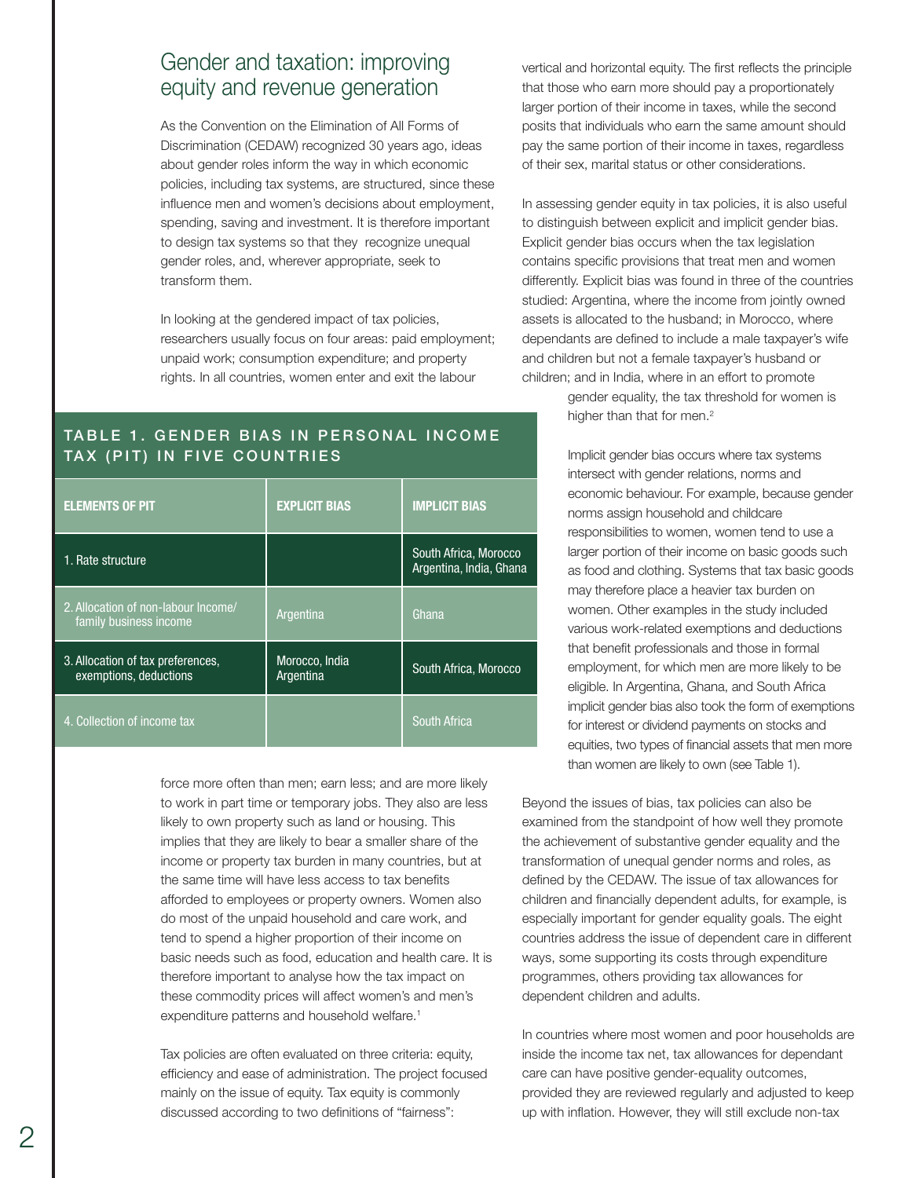## Gender and taxation: improving equity and revenue generation

As the Convention on the Elimination of All Forms of Discrimination (CEDAW) recognized 30 years ago, ideas about gender roles inform the way in which economic policies, including tax systems, are structured, since these influence men and women's decisions about employment, spending, saving and investment. It is therefore important to design tax systems so that they recognize unequal gender roles, and, wherever appropriate, seek to transform them.

In looking at the gendered impact of tax policies, researchers usually focus on four areas: paid employment; unpaid work; consumption expenditure; and property rights. In all countries, women enter and exit the labour force more often than men; earn less; and are more likely to work in part time or temporary jobs. They also are less likely to own property such as land or housing. This implies that they are likely to bear a smaller share of the income or property tax burden in many countries, but at the same time will have less access to tax benefits afforded to employees or property owners. Women also do most of the unpaid household and care work, and tend to spend a higher proportion of their income on basic needs such as food, education and health care. It is therefore important to analyse how the tax impact on these commodity prices will affect women's and men's expenditure patterns and household welfare.[1]

**TABLE 1. GENDER BIAS IN PERSONAL INCOME TAX (PIT) IN FIVE COUNTRIES**

| ELEMENTS OF PIT | EXPLICIT BIAS | IMPLICIT BIAS |
|---|---|---|
| 1. Rate structure | | South Africa, Morocco Argentina, India, Ghana |
| 2. Allocation of non-labour Income/ family business income | Argentina | Ghana |
| 3. Allocation of tax preferences, exemptions, deductions | Morocco, India Argentina | South Africa, Morocco |
| 4. Collection of income tax | | South Africa |

Tax policies are often evaluated on three criteria: equity, efficiency and ease of administration. The project focused mainly on the issue of equity. Tax equity is commonly discussed according to two definitions of "fairness": vertical and horizontal equity. The first reflects the principle that those who earn more should pay a proportionately larger portion of their income in taxes, while the second posits that individuals who earn the same amount should pay the same portion of their income in taxes, regardless of their sex, marital status or other considerations.

In assessing gender equity in tax policies, it is also useful to distinguish between explicit and implicit gender bias. Explicit gender bias occurs when the tax legislation contains specific provisions that treat men and women differently. Explicit bias was found in three of the countries studied: Argentina, where the income from jointly owned assets is allocated to the husband; in Morocco, where dependants are defined to include a male taxpayer's wife and children but not a female taxpayer's husband or children; and in India, where in an effort to promote gender equality, the tax threshold for women is higher than that for men.[2]

Implicit gender bias occurs where tax systems intersect with gender relations, norms and economic behaviour. For example, because gender norms assign household and childcare responsibilities to women, women tend to use a larger portion of their income on basic goods such as food and clothing. Systems that tax basic goods may therefore place a heavier tax burden on women. Other examples in the study included various work-related exemptions and deductions that benefit professionals and those in formal employment, for which men are more likely to be eligible. In Argentina, Ghana, and South Africa implicit gender bias also took the form of exemptions for interest or dividend payments on stocks and equities, two types of financial assets that men more than women are likely to own (see Table 1).

Beyond the issues of bias, tax policies can also be examined from the standpoint of how well they promote the achievement of substantive gender equality and the transformation of unequal gender norms and roles, as defined by the CEDAW. The issue of tax allowances for children and financially dependent adults, for example, is especially important for gender equality goals. The eight countries address the issue of dependent care in different ways, some supporting its costs through expenditure programmes, others providing tax allowances for dependent children and adults.

In countries where most women and poor households are inside the income tax net, tax allowances for dependant care can have positive gender-equality outcomes, provided they are reviewed regularly and adjusted to keep up with inflation. However, they will still exclude non-tax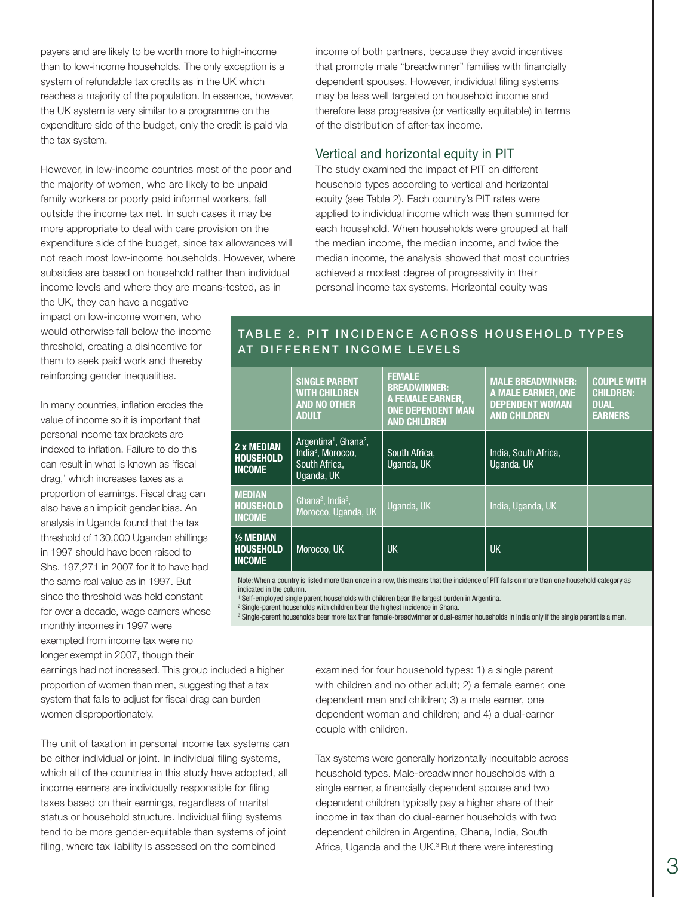payers and are likely to be worth more to high-income than to low-income households. The only exception is a system of refundable tax credits as in the UK which reaches a majority of the population. In essence, however, the UK system is very similar to a programme on the expenditure side of the budget, only the credit is paid via the tax system.

However, in low-income countries most of the poor and the majority of women, who are likely to be unpaid family workers or poorly paid informal workers, fall outside the income tax net. In such cases it may be more appropriate to deal with care provision on the expenditure side of the budget, since tax allowances will not reach most low-income households. However, where subsidies are based on household rather than individual income levels and where they are means-tested, as in the UK, they can have a negative impact on low-income women, who would otherwise fall below the income threshold, creating a disincentive for them to seek paid work and thereby reinforcing gender inequalities.

In many countries, inflation erodes the value of income so it is important that personal income tax brackets are indexed to inflation. Failure to do this can result in what is known as 'fiscal drag,' which increases taxes as a proportion of earnings. Fiscal drag can also have an implicit gender bias. An analysis in Uganda found that the tax threshold of 130,000 Ugandan shillings in 1997 should have been raised to Shs. 197,271 in 2007 for it to have had the same real value as in 1997. But since the threshold was held constant for over a decade, wage earners whose monthly incomes in 1997 were exempted from income tax were no longer exempt in 2007, though their earnings had not increased. This group included a higher proportion of women than men, suggesting that a tax system that fails to adjust for fiscal drag can burden women disproportionately.

The unit of taxation in personal income tax systems can be either individual or joint. In individual filing systems, which all of the countries in this study have adopted, all income earners are individually responsible for filing taxes based on their earnings, regardless of marital status or household structure. Individual filing systems tend to be more gender-equitable than systems of joint filing, where tax liability is assessed on the combined income of both partners, because they avoid incentives that promote male "breadwinner" families with financially dependent spouses. However, individual filing systems may be less well targeted on household income and therefore less progressive (or vertically equitable) in terms of the distribution of after-tax income.

## Vertical and horizontal equity in PIT

The study examined the impact of PIT on different household types according to vertical and horizontal equity (see Table 2). Each country's PIT rates were applied to individual income which was then summed for each household. When households were grouped at half the median income, the median income, and twice the median income, the analysis showed that most countries achieved a modest degree of progressivity in their personal income tax systems. Horizontal equity was examined for four household types: 1) a single parent with children and no other adult; 2) a female earner, one dependent man and children; 3) a male earner, one dependent woman and children; and 4) a dual-earner couple with children.

### TABLE 2. PIT INCIDENCE ACROSS HOUSEHOLD TYPES AT DIFFERENT INCOME LEVELS

| | SINGLE PARENT WITH CHILDREN AND NO OTHER ADULT | FEMALE BREADWINNER: A FEMALE EARNER, ONE DEPENDENT MAN AND CHILDREN | MALE BREADWINNER: A MALE EARNER, ONE DEPENDENT WOMAN AND CHILDREN | COUPLE WITH CHILDREN: DUAL EARNERS |
|---|---|---|---|---|
| 2 x MEDIAN HOUSEHOLD INCOME | Argentina[1], Ghana[2], India[3], Morocco, South Africa, Uganda, UK | South Africa, Uganda, UK | India, South Africa, Uganda, UK | |
| MEDIAN HOUSEHOLD INCOME | Ghana[2], India[3], Morocco, Uganda, UK | Uganda, UK | India, Uganda, UK | |
| ½ MEDIAN HOUSEHOLD INCOME | Morocco, UK | UK | UK | |

Note: When a country is listed more than once in a row, this means that the incidence of PIT falls on more than one household category as indicated in the column.

[1] Self-employed single parent households with children bear the largest burden in Argentina.

[2] Single-parent households with children bear the highest incidence in Ghana.

[3] Single-parent households bear more tax than female-breadwinner or dual-earner households in India only if the single parent is a man.

Tax systems were generally horizontally inequitable across household types. Male-breadwinner households with a single earner, a financially dependent spouse and two dependent children typically pay a higher share of their income in tax than do dual-earner households with two dependent children in Argentina, Ghana, India, South Africa, Uganda and the UK.[3] But there were interesting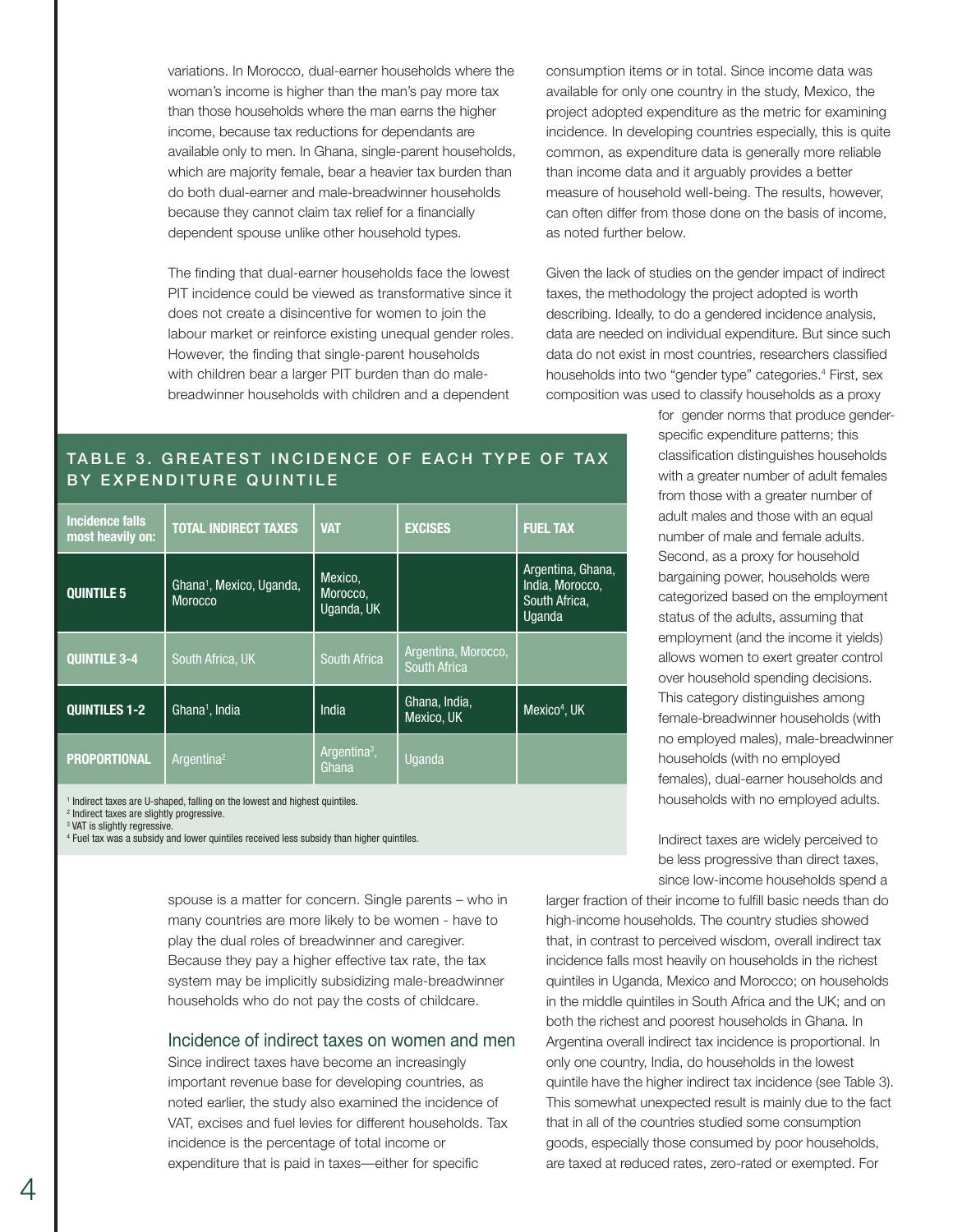variations. In Morocco, dual-earner households where the woman's income is higher than the man's pay more tax than those households where the man earns the higher income, because tax reductions for dependants are available only to men. In Ghana, single-parent households, which are majority female, bear a heavier tax burden than do both dual-earner and male-breadwinner households because they cannot claim tax relief for a financially dependent spouse unlike other household types.

The finding that dual-earner households face the lowest PIT incidence could be viewed as transformative since it does not create a disincentive for women to join the labour market or reinforce existing unequal gender roles. However, the finding that single-parent households with children bear a larger PIT burden than do male-breadwinner households with children and a dependent spouse is a matter for concern. Single parents – who in many countries are more likely to be women - have to play the dual roles of breadwinner and caregiver. Because they pay a higher effective tax rate, the tax system may be implicitly subsidizing male-breadwinner households who do not pay the costs of childcare.

## Incidence of indirect taxes on women and men

Since indirect taxes have become an increasingly important revenue base for developing countries, as noted earlier, the study also examined the incidence of VAT, excises and fuel levies for different households. Tax incidence is the percentage of total income or expenditure that is paid in taxes—either for specific consumption items or in total. Since income data was available for only one country in the study, Mexico, the project adopted expenditure as the metric for examining incidence. In developing countries especially, this is quite common, as expenditure data is generally more reliable than income data and it arguably provides a better measure of household well-being. The results, however, can often differ from those done on the basis of income, as noted further below.

Given the lack of studies on the gender impact of indirect taxes, the methodology the project adopted is worth describing. Ideally, to do a gendered incidence analysis, data are needed on individual expenditure. But since such data do not exist in most countries, researchers classified households into two "gender type" categories.[4] First, sex composition was used to classify households as a proxy for gender norms that produce gender-specific expenditure patterns; this classification distinguishes households with a greater number of adult females from those with a greater number of adult males and those with an equal number of male and female adults. Second, as a proxy for household bargaining power, households were categorized based on the employment status of the adults, assuming that employment (and the income it yields) allows women to exert greater control over household spending decisions. This category distinguishes among female-breadwinner households (with no employed males), male-breadwinner households (with no employed females), dual-earner households and households with no employed adults.

Indirect taxes are widely perceived to be less progressive than direct taxes, since low-income households spend a larger fraction of their income to fulfill basic needs than do high-income households. The country studies showed that, in contrast to perceived wisdom, overall indirect tax incidence falls most heavily on households in the richest quintiles in Uganda, Mexico and Morocco; on households in the middle quintiles in South Africa and the UK; and on both the richest and poorest households in Ghana. In Argentina overall indirect tax incidence is proportional. In only one country, India, do households in the lowest quintile have the higher indirect tax incidence (see Table 3). This somewhat unexpected result is mainly due to the fact that in all of the countries studied some consumption goods, especially those consumed by poor households, are taxed at reduced rates, zero-rated or exempted. For

### TABLE 3. GREATEST INCIDENCE OF EACH TYPE OF TAX BY EXPENDITURE QUINTILE

| Incidence falls most heavily on: | TOTAL INDIRECT TAXES | VAT | EXCISES | FUEL TAX |
|---|---|---|---|---|
| **QUINTILE 5** | Ghana[1], Mexico, Uganda, Morocco | Mexico, Morocco, Uganda, UK | | Argentina, Ghana, India, Morocco, South Africa, Uganda |
| **QUINTILE 3-4** | South Africa, UK | South Africa | Argentina, Morocco, South Africa | |
| **QUINTILES 1-2** | Ghana[1], India | India | Ghana, India, Mexico, UK | Mexico[4], UK |
| **PROPORTIONAL** | Argentina[2] | Argentina[3], Ghana | Uganda | |

[1] Indirect taxes are U-shaped, falling on the lowest and highest quintiles.
[2] Indirect taxes are slightly progressive.
[3] VAT is slightly regressive.
[4] Fuel tax was a subsidy and lower quintiles received less subsidy than higher quintiles.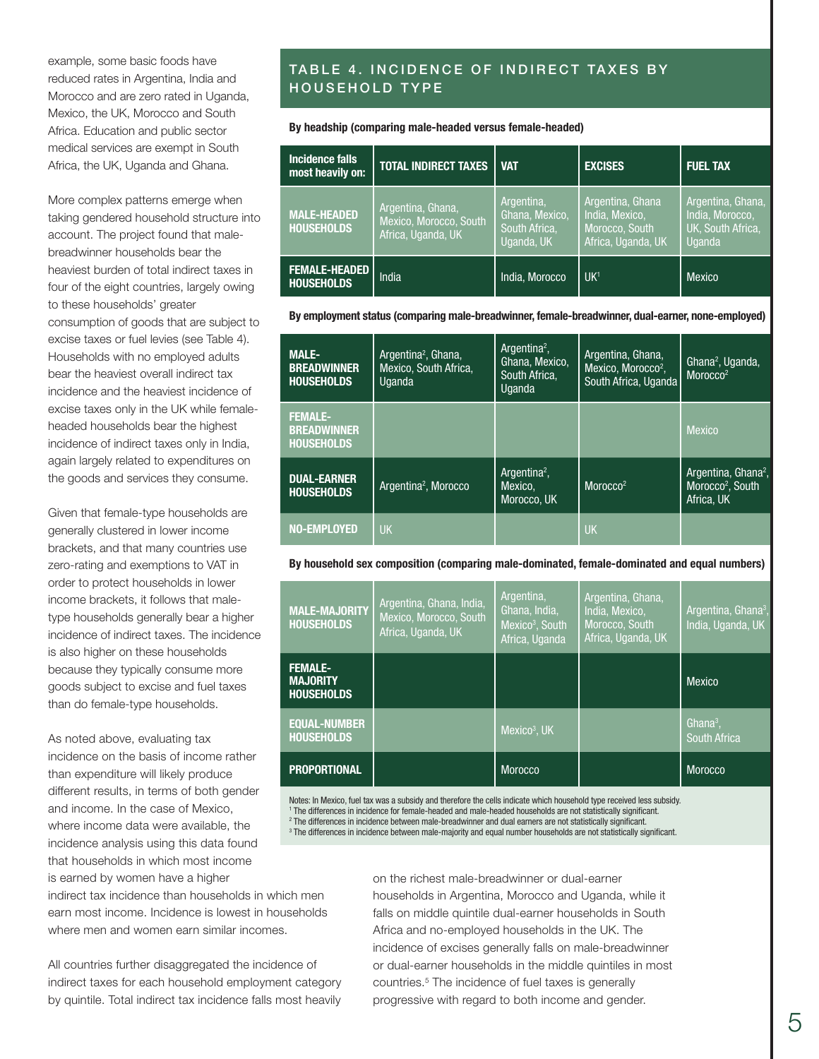example, some basic foods have reduced rates in Argentina, India and Morocco and are zero rated in Uganda, Mexico, the UK, Morocco and South Africa. Education and public sector medical services are exempt in South Africa, the UK, Uganda and Ghana.

More complex patterns emerge when taking gendered household structure into account. The project found that male-breadwinner households bear the heaviest burden of total indirect taxes in four of the eight countries, largely owing to these households' greater consumption of goods that are subject to excise taxes or fuel levies (see Table 4). Households with no employed adults bear the heaviest overall indirect tax incidence and the heaviest incidence of excise taxes only in the UK while female-headed households bear the highest incidence of indirect taxes only in India, again largely related to expenditures on the goods and services they consume.

Given that female-type households are generally clustered in lower income brackets, and that many countries use zero-rating and exemptions to VAT in order to protect households in lower income brackets, it follows that male-type households generally bear a higher incidence of indirect taxes. The incidence is also higher on these households because they typically consume more goods subject to excise and fuel taxes than do female-type households.

As noted above, evaluating tax incidence on the basis of income rather than expenditure will likely produce different results, in terms of both gender and income. In the case of Mexico, where income data were available, the incidence analysis using this data found that households in which most income is earned by women have a higher indirect tax incidence than households in which men earn most income. Incidence is lowest in households where men and women earn similar incomes.

All countries further disaggregated the incidence of indirect taxes for each household employment category by quintile. Total indirect tax incidence falls most heavily on the richest male-breadwinner or dual-earner households in Argentina, Morocco and Uganda, while it falls on middle quintile dual-earner households in South Africa and no-employed households in the UK. The incidence of excises generally falls on male-breadwinner or dual-earner households in the middle quintiles in most countries.[5] The incidence of fuel taxes is generally progressive with regard to both income and gender.

## TABLE 4. INCIDENCE OF INDIRECT TAXES BY HOUSEHOLD TYPE

**By headship (comparing male-headed versus female-headed)**

| Incidence falls most heavily on: | TOTAL INDIRECT TAXES | VAT | EXCISES | FUEL TAX |
|---|---|---|---|---|
| **MALE-HEADED HOUSEHOLDS** | Argentina, Ghana, Mexico, Morocco, South Africa, Uganda, UK | Argentina, Ghana, Mexico, South Africa, Uganda, UK | Argentina, Ghana India, Mexico, Morocco, South Africa, Uganda, UK | Argentina, Ghana, India, Morocco, UK, South Africa, Uganda |
| **FEMALE-HEADED HOUSEHOLDS** | India | India, Morocco | UK[1] | Mexico |

**By employment status (comparing male-breadwinner, female-breadwinner, dual-earner, none-employed)**

| Incidence falls most heavily on: | TOTAL INDIRECT TAXES | VAT | EXCISES | FUEL TAX |
|---|---|---|---|---|
| **MALE-BREADWINNER HOUSEHOLDS** | Argentina[2], Ghana, Mexico, South Africa, Uganda | Argentina[2], Ghana, Mexico, South Africa, Uganda | Argentina, Ghana, Mexico, Morocco[2], South Africa, Uganda | Ghana[2], Uganda, Morocco[2] |
| **FEMALE-BREADWINNER HOUSEHOLDS** | | | | Mexico |
| **DUAL-EARNER HOUSEHOLDS** | Argentina[2], Morocco | Argentina[2], Mexico, Morocco, UK | Morocco[2] | Argentina, Ghana[2], Morocco[2], South Africa, UK |
| **NO-EMPLOYED** | UK | | UK | |

**By household sex composition (comparing male-dominated, female-dominated and equal numbers)**

| Incidence falls most heavily on: | TOTAL INDIRECT TAXES | VAT | EXCISES | FUEL TAX |
|---|---|---|---|---|
| **MALE-MAJORITY HOUSEHOLDS** | Argentina, Ghana, India, Mexico, Morocco, South Africa, Uganda, UK | Argentina, Ghana, India, Mexico[3], South Africa, Uganda | Argentina, Ghana, India, Mexico, Morocco, South Africa, Uganda, UK | Argentina, Ghana[3], India, Uganda, UK |
| **FEMALE-MAJORITY HOUSEHOLDS** | | | | Mexico |
| **EQUAL-NUMBER HOUSEHOLDS** | | Mexico[3], UK | | Ghana[3], South Africa |
| **PROPORTIONAL** | | Morocco | | Morocco |

Notes: In Mexico, fuel tax was a subsidy and therefore the cells indicate which household type received less subsidy.
[1] The differences in incidence for female-headed and male-headed households are not statistically significant.
[2] The differences in incidence between male-breadwinner and dual earners are not statistically significant.
[3] The differences in incidence between male-majority and equal number households are not statistically significant.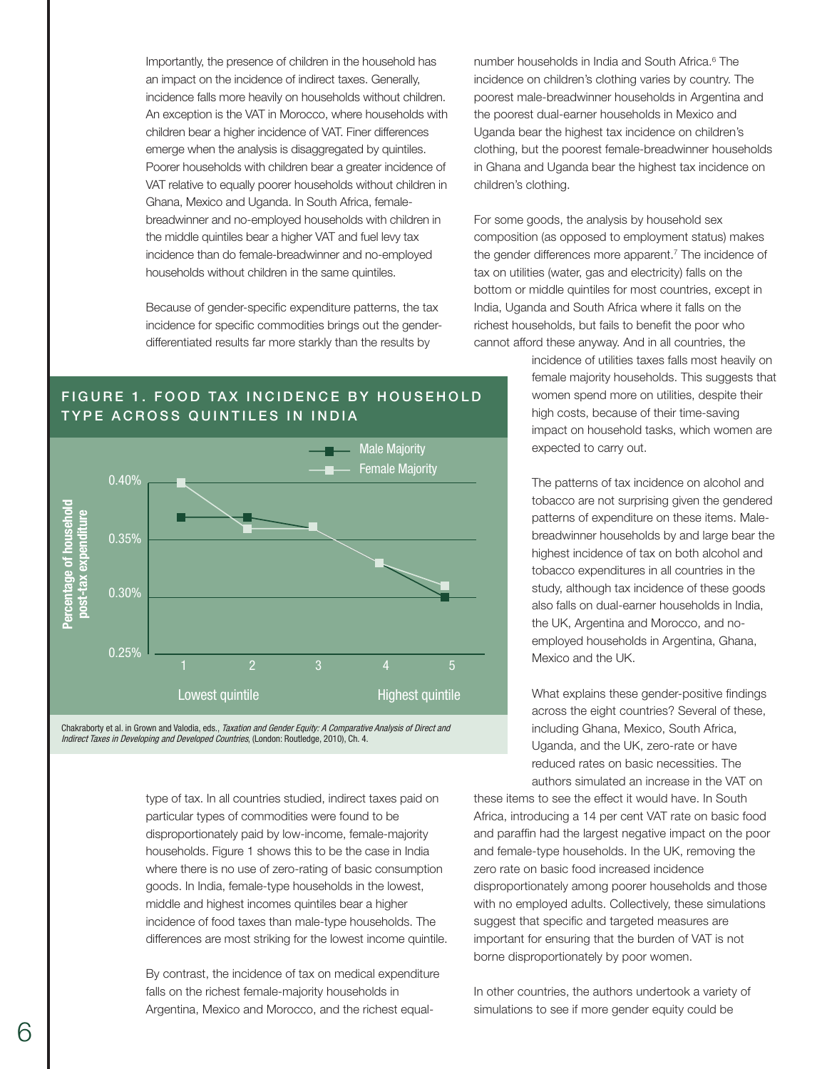Importantly, the presence of children in the household has an impact on the incidence of indirect taxes. Generally, incidence falls more heavily on households without children. An exception is the VAT in Morocco, where households with children bear a higher incidence of VAT. Finer differences emerge when the analysis is disaggregated by quintiles. Poorer households with children bear a greater incidence of VAT relative to equally poorer households without children in Ghana, Mexico and Uganda. In South Africa, female-breadwinner and no-employed households with children in the middle quintiles bear a higher VAT and fuel levy tax incidence than do female-breadwinner and no-employed households without children in the same quintiles.

Because of gender-specific expenditure patterns, the tax incidence for specific commodities brings out the gender-differentiated results far more starkly than the results by type of tax. In all countries studied, indirect taxes paid on particular types of commodities were found to be disproportionately paid by low-income, female-majority households. Figure 1 shows this to be the case in India where there is no use of zero-rating of basic consumption goods. In India, female-type households in the lowest, middle and highest incomes quintiles bear a higher incidence of food taxes than male-type households. The differences are most striking for the lowest income quintile.

## FIGURE 1. FOOD TAX INCIDENCE BY HOUSEHOLD TYPE ACROSS QUINTILES IN INDIA

| Quintile | Male Majority | Female Majority |
|---|---|---|
| 1 (Lowest quintile) | 0.37% | 0.40% |
| 2 | 0.37% | 0.36% |
| 3 | 0.36% | 0.36% |
| 4 | 0.33% | 0.33% |
| 5 (Highest quintile) | 0.30% | 0.31% |

Percentage of household post-tax expenditure

Chakraborty et al. in Grown and Valodia, eds., *Taxation and Gender Equity: A Comparative Analysis of Direct and Indirect Taxes in Developing and Developed Countries*, (London: Routledge, 2010), Ch. 4.

By contrast, the incidence of tax on medical expenditure falls on the richest female-majority households in Argentina, Mexico and Morocco, and the richest equal-number households in India and South Africa.[6] The incidence on children's clothing varies by country. The poorest male-breadwinner households in Argentina and the poorest dual-earner households in Mexico and Uganda bear the highest tax incidence on children's clothing, but the poorest female-breadwinner households in Ghana and Uganda bear the highest tax incidence on children's clothing.

For some goods, the analysis by household sex composition (as opposed to employment status) makes the gender differences more apparent.[7] The incidence of tax on utilities (water, gas and electricity) falls on the bottom or middle quintiles for most countries, except in India, Uganda and South Africa where it falls on the richest households, but fails to benefit the poor who cannot afford these anyway. And in all countries, the incidence of utilities taxes falls most heavily on female majority households. This suggests that women spend more on utilities, despite their high costs, because of their time-saving impact on household tasks, which women are expected to carry out.

The patterns of tax incidence on alcohol and tobacco are not surprising given the gendered patterns of expenditure on these items. Male-breadwinner households by and large bear the highest incidence of tax on both alcohol and tobacco expenditures in all countries in the study, although tax incidence of these goods also falls on dual-earner households in India, the UK, Argentina and Morocco, and no-employed households in Argentina, Ghana, Mexico and the UK.

What explains these gender-positive findings across the eight countries? Several of these, including Ghana, Mexico, South Africa, Uganda, and the UK, zero-rate or have reduced rates on basic necessities. The authors simulated an increase in the VAT on these items to see the effect it would have. In South Africa, introducing a 14 per cent VAT rate on basic food and paraffin had the largest negative impact on the poor and female-type households. In the UK, removing the zero rate on basic food increased incidence disproportionately among poorer households and those with no employed adults. Collectively, these simulations suggest that specific and targeted measures are important for ensuring that the burden of VAT is not borne disproportionately by poor women.

In other countries, the authors undertook a variety of simulations to see if more gender equity could be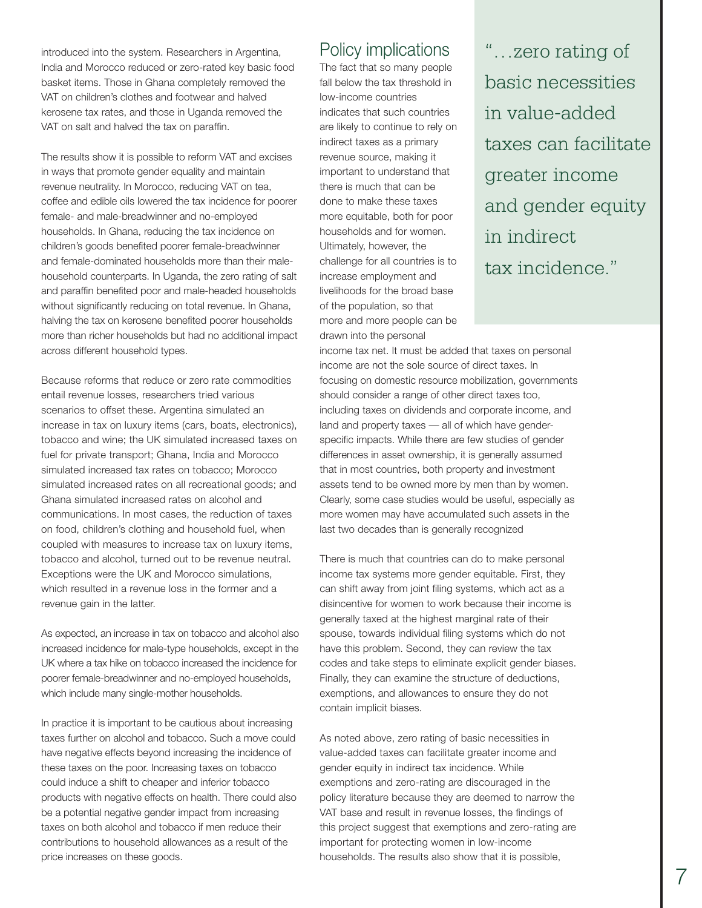introduced into the system. Researchers in Argentina, India and Morocco reduced or zero-rated key basic food basket items. Those in Ghana completely removed the VAT on children's clothes and footwear and halved kerosene tax rates, and those in Uganda removed the VAT on salt and halved the tax on paraffin.

The results show it is possible to reform VAT and excises in ways that promote gender equality and maintain revenue neutrality. In Morocco, reducing VAT on tea, coffee and edible oils lowered the tax incidence for poorer female- and male-breadwinner and no-employed households. In Ghana, reducing the tax incidence on children's goods benefited poorer female-breadwinner and female-dominated households more than their male-household counterparts. In Uganda, the zero rating of salt and paraffin benefited poor and male-headed households without significantly reducing on total revenue. In Ghana, halving the tax on kerosene benefited poorer households more than richer households but had no additional impact across different household types.

Because reforms that reduce or zero rate commodities entail revenue losses, researchers tried various scenarios to offset these. Argentina simulated an increase in tax on luxury items (cars, boats, electronics), tobacco and wine; the UK simulated increased taxes on fuel for private transport; Ghana, India and Morocco simulated increased tax rates on tobacco; Morocco simulated increased rates on all recreational goods; and Ghana simulated increased rates on alcohol and communications. In most cases, the reduction of taxes on food, children's clothing and household fuel, when coupled with measures to increase tax on luxury items, tobacco and alcohol, turned out to be revenue neutral. Exceptions were the UK and Morocco simulations, which resulted in a revenue loss in the former and a revenue gain in the latter.

As expected, an increase in tax on tobacco and alcohol also increased incidence for male-type households, except in the UK where a tax hike on tobacco increased the incidence for poorer female-breadwinner and no-employed households, which include many single-mother households.

In practice it is important to be cautious about increasing taxes further on alcohol and tobacco. Such a move could have negative effects beyond increasing the incidence of these taxes on the poor. Increasing taxes on tobacco could induce a shift to cheaper and inferior tobacco products with negative effects on health. There could also be a potential negative gender impact from increasing taxes on both alcohol and tobacco if men reduce their contributions to household allowances as a result of the price increases on these goods.

## Policy implications

The fact that so many people fall below the tax threshold in low-income countries indicates that such countries are likely to continue to rely on indirect taxes as a primary revenue source, making it important to understand that there is much that can be done to make these taxes more equitable, both for poor households and for women. Ultimately, however, the challenge for all countries is to increase employment and livelihoods for the broad base of the population, so that more and more people can be drawn into the personal income tax net. It must be added that taxes on personal income are not the sole source of direct taxes. In focusing on domestic resource mobilization, governments should consider a range of other direct taxes too, including taxes on dividends and corporate income, and land and property taxes — all of which have gender-specific impacts. While there are few studies of gender differences in asset ownership, it is generally assumed that in most countries, both property and investment assets tend to be owned more by men than by women. Clearly, some case studies would be useful, especially as more women may have accumulated such assets in the last two decades than is generally recognized

> "…zero rating of basic necessities in value-added taxes can facilitate greater income and gender equity in indirect tax incidence."

There is much that countries can do to make personal income tax systems more gender equitable. First, they can shift away from joint filing systems, which act as a disincentive for women to work because their income is generally taxed at the highest marginal rate of their spouse, towards individual filing systems which do not have this problem. Second, they can review the tax codes and take steps to eliminate explicit gender biases. Finally, they can examine the structure of deductions, exemptions, and allowances to ensure they do not contain implicit biases.

As noted above, zero rating of basic necessities in value-added taxes can facilitate greater income and gender equity in indirect tax incidence. While exemptions and zero-rating are discouraged in the policy literature because they are deemed to narrow the VAT base and result in revenue losses, the findings of this project suggest that exemptions and zero-rating are important for protecting women in low-income households. The results also show that it is possible,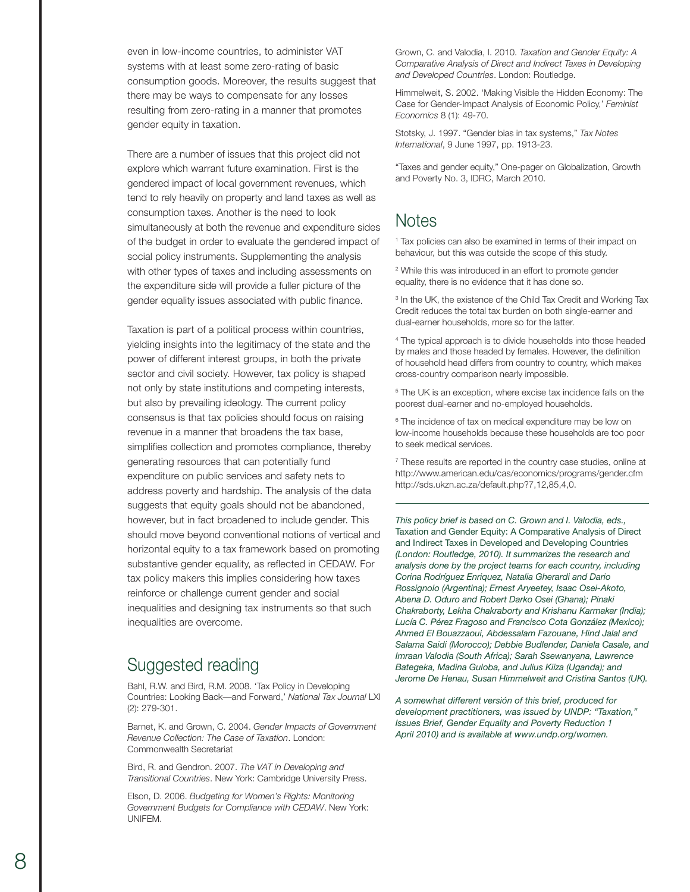even in low-income countries, to administer VAT systems with at least some zero-rating of basic consumption goods. Moreover, the results suggest that there may be ways to compensate for any losses resulting from zero-rating in a manner that promotes gender equity in taxation.

There are a number of issues that this project did not explore which warrant future examination. First is the gendered impact of local government revenues, which tend to rely heavily on property and land taxes as well as consumption taxes. Another is the need to look simultaneously at both the revenue and expenditure sides of the budget in order to evaluate the gendered impact of social policy instruments. Supplementing the analysis with other types of taxes and including assessments on the expenditure side will provide a fuller picture of the gender equality issues associated with public finance.

Taxation is part of a political process within countries, yielding insights into the legitimacy of the state and the power of different interest groups, in both the private sector and civil society. However, tax policy is shaped not only by state institutions and competing interests, but also by prevailing ideology. The current policy consensus is that tax policies should focus on raising revenue in a manner that broadens the tax base, simplifies collection and promotes compliance, thereby generating resources that can potentially fund expenditure on public services and safety nets to address poverty and hardship. The analysis of the data suggests that equity goals should not be abandoned, however, but in fact broadened to include gender. This should move beyond conventional notions of vertical and horizontal equity to a tax framework based on promoting substantive gender equality, as reflected in CEDAW. For tax policy makers this implies considering how taxes reinforce or challenge current gender and social inequalities and designing tax instruments so that such inequalities are overcome.

## Suggested reading

Bahl, R.W. and Bird, R.M. 2008. 'Tax Policy in Developing Countries: Looking Back—and Forward,' *National Tax Journal* LXI (2): 279-301.

Barnet, K. and Grown, C. 2004. *Gender Impacts of Government Revenue Collection: The Case of Taxation*. London: Commonwealth Secretariat

Bird, R. and Gendron. 2007. *The VAT in Developing and Transitional Countries*. New York: Cambridge University Press.

Elson, D. 2006. *Budgeting for Women's Rights: Monitoring Government Budgets for Compliance with CEDAW*. New York: UNIFEM.

Grown, C. and Valodia, I. 2010. *Taxation and Gender Equity: A Comparative Analysis of Direct and Indirect Taxes in Developing and Developed Countries*. London: Routledge.

Himmelweit, S. 2002. 'Making Visible the Hidden Economy: The Case for Gender-Impact Analysis of Economic Policy,' *Feminist Economics* 8 (1): 49-70.

Stotsky, J. 1997. "Gender bias in tax systems," *Tax Notes International*, 9 June 1997, pp. 1913-23.

"Taxes and gender equity," One-pager on Globalization, Growth and Poverty No. 3, IDRC, March 2010.

## Notes

[1] Tax policies can also be examined in terms of their impact on behaviour, but this was outside the scope of this study.

[2] While this was introduced in an effort to promote gender equality, there is no evidence that it has done so.

[3] In the UK, the existence of the Child Tax Credit and Working Tax Credit reduces the total tax burden on both single-earner and dual-earner households, more so for the latter.

[4] The typical approach is to divide households into those headed by males and those headed by females. However, the definition of household head differs from country to country, which makes cross-country comparison nearly impossible.

[5] The UK is an exception, where excise tax incidence falls on the poorest dual-earner and no-employed households.

[6] The incidence of tax on medical expenditure may be low on low-income households because these households are too poor to seek medical services.

[7] These results are reported in the country case studies, online at http://www.american.edu/cas/economics/programs/gender.cfm http://sds.ukzn.ac.za/default.php?7,12,85,4,0.

---

*This policy brief is based on C. Grown and I. Valodia, eds.,* Taxation and Gender Equity: A Comparative Analysis of Direct and Indirect Taxes in Developed and Developing Countries *(London: Routledge, 2010). It summarizes the research and analysis done by the project teams for each country, including Corina Rodríguez Enriquez, Natalia Gherardi and Dario Rossignolo (Argentina); Ernest Aryeetey, Isaac Osei-Akoto, Abena D. Oduro and Robert Darko Osei (Ghana); Pinaki Chakraborty, Lekha Chakraborty and Krishanu Karmakar (India); Lucía C. Pérez Fragoso and Francisco Cota González (Mexico); Ahmed El Bouazzaoui, Abdessalam Fazouane, Hind Jalal and Salama Saidi (Morocco); Debbie Budlender, Daniela Casale, and Imraan Valodia (South Africa); Sarah Ssewanyana, Lawrence Bategeka, Madina Guloba, and Julius Kiiza (Uganda); and Jerome De Henau, Susan Himmelweit and Cristina Santos (UK).*

*A somewhat different versión of this brief, produced for development practitioners, was issued by UNDP: "Taxation," Issues Brief, Gender Equality and Poverty Reduction 1 April 2010) and is available at www.undp.org/women.*